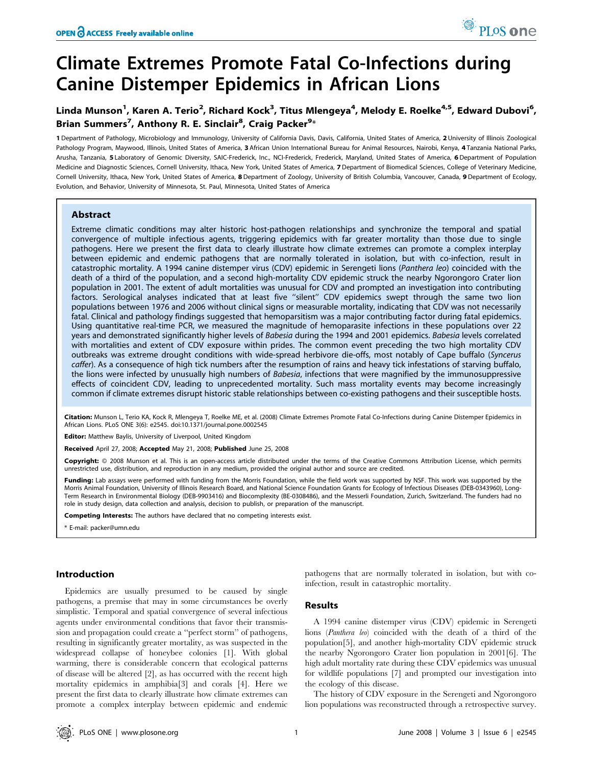# Climate Extremes Promote Fatal Co-Infections during Canine Distemper Epidemics in African Lions

Linda Munson[1], Karen A. Terio[2], Richard Kock[3], Titus Mlengeya[4], Melody E. Roelke[4,5], Edward Dubovi[6], Brian Summers[7], Anthony R. E. Sinclair[8], Craig Packer[9]*

1 Department of Pathology, Microbiology and Immunology, University of California Davis, Davis, California, United States of America, 2 University of Illinois Zoological Pathology Program, Maywood, Illinois, United States of America, 3 African Union International Bureau for Animal Resources, Nairobi, Kenya, 4 Tanzania National Parks, Arusha, Tanzania, 5 Laboratory of Genomic Diversity, SAIC-Frederick, Inc., NCI-Frederick, Frederick, Maryland, United States of America, 6 Department of Population Medicine and Diagnostic Sciences, Cornell University, Ithaca, New York, United States of America, 7 Department of Biomedical Sciences, College of Veterinary Medicine, Cornell University, Ithaca, New York, United States of America, 8 Department of Zoology, University of British Columbia, Vancouver, Canada, 9 Department of Ecology, Evolution, and Behavior, University of Minnesota, St. Paul, Minnesota, United States of America

## Abstract

Extreme climatic conditions may alter historic host-pathogen relationships and synchronize the temporal and spatial convergence of multiple infectious agents, triggering epidemics with far greater mortality than those due to single pathogens. Here we present the first data to clearly illustrate how climate extremes can promote a complex interplay between epidemic and endemic pathogens that are normally tolerated in isolation, but with co-infection, result in catastrophic mortality. A 1994 canine distemper virus (CDV) epidemic in Serengeti lions (*Panthera leo*) coincided with the death of a third of the population, and a second high-mortality CDV epidemic struck the nearby Ngorongoro Crater lion population in 2001. The extent of adult mortalities was unusual for CDV and prompted an investigation into contributing factors. Serological analyses indicated that at least five "silent" CDV epidemics swept through the same two lion populations between 1976 and 2006 without clinical signs or measurable mortality, indicating that CDV was not necessarily fatal. Clinical and pathology findings suggested that hemoparsitism was a major contributing factor during fatal epidemics. Using quantitative real-time PCR, we measured the magnitude of hemoparasite infections in these populations over 22 years and demonstrated significantly higher levels of *Babesia* during the 1994 and 2001 epidemics. *Babesia* levels correlated with mortalities and extent of CDV exposure within prides. The common event preceding the two high mortality CDV outbreaks was extreme drought conditions with wide-spread herbivore die-offs, most notably of Cape buffalo (*Syncerus caffer*). As a consequence of high tick numbers after the resumption of rains and heavy tick infestations of starving buffalo, the lions were infected by unusually high numbers of *Babesia*, infections that were magnified by the immunosuppressive effects of coincident CDV, leading to unprecedented mortality. Such mass mortality events may become increasingly common if climate extremes disrupt historic stable relationships between co-existing pathogens and their susceptible hosts.

**Citation:** Munson L, Terio KA, Kock R, Mlengeya T, Roelke ME, et al. (2008) Climate Extremes Promote Fatal Co-Infections during Canine Distemper Epidemics in African Lions. PLoS ONE 3(6): e2545. doi:10.1371/journal.pone.0002545

**Editor:** Matthew Baylis, University of Liverpool, United Kingdom

**Received** April 27, 2008; **Accepted** May 21, 2008; **Published** June 25, 2008

**Copyright:** © 2008 Munson et al. This is an open-access article distributed under the terms of the Creative Commons Attribution License, which permits unrestricted use, distribution, and reproduction in any medium, provided the original author and source are credited.

**Funding:** Lab assays were performed with funding from the Morris Foundation, while the field work was supported by NSF. This work was supported by the Morris Animal Foundation, University of Illinois Research Board, and National Science Foundation Grants for Ecology of Infectious Diseases (DEB-0343960), Long-Term Research in Environmental Biology (DEB-9903416) and Biocomplexity (BE-0308486), and the Messerli Foundation, Zurich, Switzerland. The funders had no role in study design, data collection and analysis, decision to publish, or preparation of the manuscript.

**Competing Interests:** The authors have declared that no competing interests exist.

\* E-mail: packer@umn.edu

## Introduction

Epidemics are usually presumed to be caused by single pathogens, a premise that may in some circumstances be overly simplistic. Temporal and spatial convergence of several infectious agents under environmental conditions that favor their transmission and propagation could create a "perfect storm" of pathogens, resulting in significantly greater mortality, as was suspected in the widespread collapse of honeybee colonies [1]. With global warming, there is considerable concern that ecological patterns of disease will be altered [2], as has occurred with the recent high mortality epidemics in amphibia[3] and corals [4]. Here we present the first data to clearly illustrate how climate extremes can promote a complex interplay between epidemic and endemic pathogens that are normally tolerated in isolation, but with co-infection, result in catastrophic mortality.

## Results

A 1994 canine distemper virus (CDV) epidemic in Serengeti lions (*Panthera leo*) coincided with the death of a third of the population[5], and another high-mortality CDV epidemic struck the nearby Ngorongoro Crater lion population in 2001[6]. The high adult mortality rate during these CDV epidemics was unusual for wildlife populations [7] and prompted our investigation into the ecology of this disease.

The history of CDV exposure in the Serengeti and Ngorongoro lion populations was reconstructed through a retrospective survey.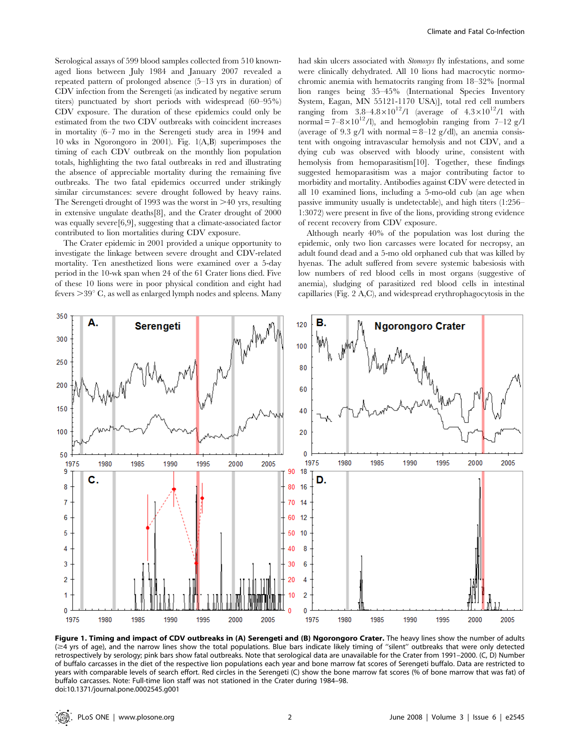Serological assays of 599 blood samples collected from 510 known-aged lions between July 1984 and January 2007 revealed a repeated pattern of prolonged absence (5–13 yrs in duration) of CDV infection from the Serengeti (as indicated by negative serum titers) punctuated by short periods with widespread (60–95%) CDV exposure. The duration of these epidemics could only be estimated from the two CDV outbreaks with coincident increases in mortality (6–7 mo in the Serengeti study area in 1994 and 10 wks in Ngorongoro in 2001). Fig. 1(A,B) superimposes the timing of each CDV outbreak on the monthly lion population totals, highlighting the two fatal outbreaks in red and illustrating the absence of appreciable mortality during the remaining five outbreaks. The two fatal epidemics occurred under strikingly similar circumstances: severe drought followed by heavy rains. The Serengeti drought of 1993 was the worst in >40 yrs, resulting in extensive ungulate deaths[8], and the Crater drought of 2000 was equally severe[6,9], suggesting that a climate-associated factor contributed to lion mortalities during CDV exposure.

The Crater epidemic in 2001 provided a unique opportunity to investigate the linkage between severe drought and CDV-related mortality. Ten anesthetized lions were examined over a 5-day period in the 10-wk span when 24 of the 61 Crater lions died. Five of these 10 lions were in poor physical condition and eight had fevers >39° C, as well as enlarged lymph nodes and spleens. Many had skin ulcers associated with *Stomoxys* fly infestations, and some were clinically dehydrated. All 10 lions had macrocytic normochromic anemia with hematocrits ranging from 18–32% [normal lion ranges being 35–45% (International Species Inventory System, Eagan, MN 55121-1170 USA)], total red cell numbers ranging from $3.8–4.8\times10^{12}$/l (average of $4.3\times10^{12}$/l with normal = $7–8\times10^{12}$/l), and hemoglobin ranging from 7–12 g/l (average of 9.3 g/l with normal = 8–12 g/dl), an anemia consistent with ongoing intravascular hemolysis and not CDV, and a dying cub was observed with bloody urine, consistent with hemolysis from hemoparasitism[10]. Together, these findings suggested hemoparasitism was a major contributing factor to morbidity and mortality. Antibodies against CDV were detected in all 10 examined lions, including a 5-mo-old cub (an age when passive immunity usually is undetectable), and high titers (1:256–1:3072) were present in five of the lions, providing strong evidence of recent recovery from CDV exposure.

Although nearly 40% of the population was lost during the epidemic, only two lion carcasses were located for necropsy, an adult found dead and a 5-mo old orphaned cub that was killed by hyenas. The adult suffered from severe systemic babesiosis with low numbers of red blood cells in most organs (suggestive of anemia), sludging of parasitized red blood cells in intestinal capillaries (Fig. 2 A,C), and widespread erythrophagocytosis in the

**Figure 1. Timing and impact of CDV outbreaks in (A) Serengeti and (B) Ngorongoro Crater.** The heavy lines show the number of adults (≥4 yrs of age), and the narrow lines show the total populations. Blue bars indicate likely timing of "silent" outbreaks that were only detected retrospectively by serology; pink bars show fatal outbreaks. Note that serological data are unavailable for the Crater from 1991–2000. (C, D) Number of buffalo carcasses in the diet of the respective lion populations each year and bone marrow fat scores of Serengeti buffalo. Data are restricted to years with comparable levels of search effort. Red circles in the Serengeti (C) show the bone marrow fat scores (% of bone marrow that was fat) of buffalo carcasses. Note: Full-time lion staff was not stationed in the Crater during 1984–98.
doi:10.1371/journal.pone.0002545.g001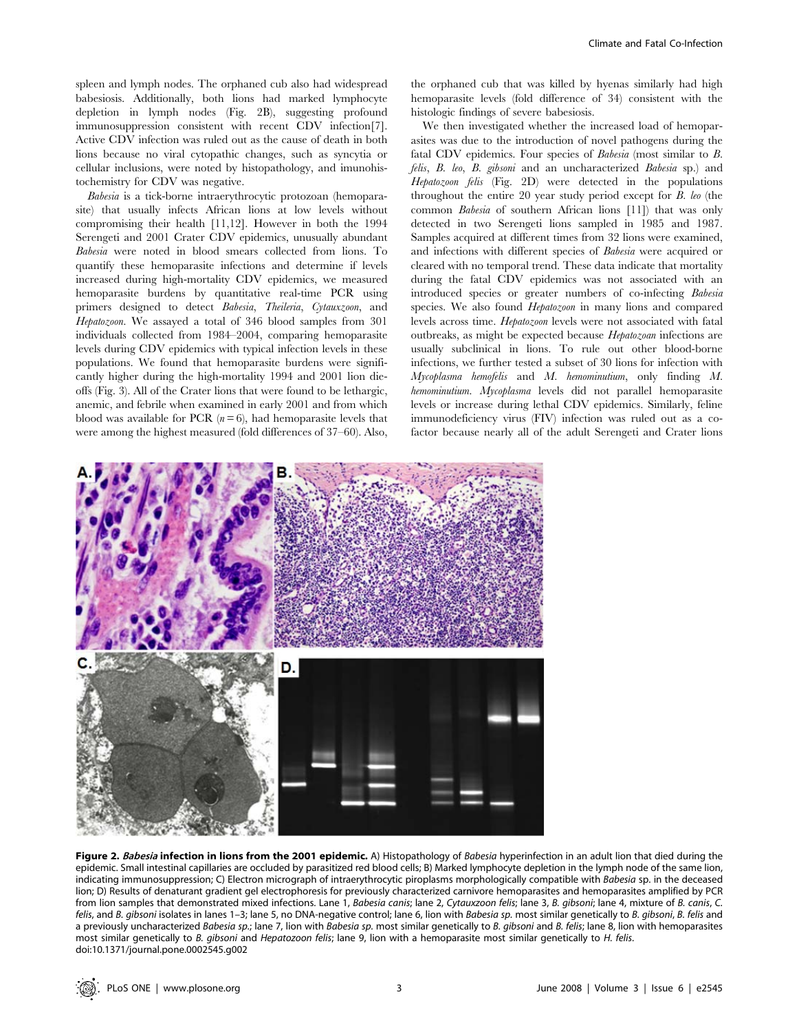spleen and lymph nodes. The orphaned cub also had widespread babesiosis. Additionally, both lions had marked lymphocyte depletion in lymph nodes (Fig. 2B), suggesting profound immunosuppression consistent with recent CDV infection[7]. Active CDV infection was ruled out as the cause of death in both lions because no viral cytopathic changes, such as syncytia or cellular inclusions, were noted by histopathology, and imunohistochemistry for CDV was negative.

*Babesia* is a tick-borne intraerythrocytic protozoan (hemoparasite) that usually infects African lions at low levels without compromising their health [11,12]. However in both the 1994 Serengeti and 2001 Crater CDV epidemics, unusually abundant *Babesia* were noted in blood smears collected from lions. To quantify these hemoparasite infections and determine if levels increased during high-mortality CDV epidemics, we measured hemoparasite burdens by quantitative real-time PCR using primers designed to detect *Babesia*, *Theileria*, *Cytauxzoon*, and *Hepatozoon*. We assayed a total of 346 blood samples from 301 individuals collected from 1984–2004, comparing hemoparasite levels during CDV epidemics with typical infection levels in these populations. We found that hemoparasite burdens were significantly higher during the high-mortality 1994 and 2001 lion die-offs (Fig. 3). All of the Crater lions that were found to be lethargic, anemic, and febrile when examined in early 2001 and from which blood was available for PCR ($n = 6$), had hemoparasite levels that were among the highest measured (fold differences of 37–60). Also, the orphaned cub that was killed by hyenas similarly had high hemoparasite levels (fold difference of 34) consistent with the histologic findings of severe babesiosis.

We then investigated whether the increased load of hemoparasites was due to the introduction of novel pathogens during the fatal CDV epidemics. Four species of *Babesia* (most similar to *B. felis*, *B. leo*, *B. gibsoni* and an uncharacterized *Babesia* sp.) and *Hepatozoon felis* (Fig. 2D) were detected in the populations throughout the entire 20 year study period except for *B. leo* (the common *Babesia* of southern African lions [11]) that was only detected in two Serengeti lions sampled in 1985 and 1987. Samples acquired at different times from 32 lions were examined, and infections with different species of *Babesia* were acquired or cleared with no temporal trend. These data indicate that mortality during the fatal CDV epidemics was not associated with an introduced species or greater numbers of co-infecting *Babesia* species. We also found *Hepatozoon* in many lions and compared levels across time. *Hepatozoon* levels were not associated with fatal outbreaks, as might be expected because *Hepatozoan* infections are usually subclinical in lions. To rule out other blood-borne infections, we further tested a subset of 30 lions for infection with *Mycoplasma hemofelis* and *M. hemominutium*, only finding *M. hemominutium*. *Mycoplasma* levels did not parallel hemoparasite levels or increase during lethal CDV epidemics. Similarly, feline immunodeficiency virus (FIV) infection was ruled out as a co-factor because nearly all of the adult Serengeti and Crater lions

**Figure 2. *Babesia* infection in lions from the 2001 epidemic.** A) Histopathology of *Babesia* hyperinfection in an adult lion that died during the epidemic. Small intestinal capillaries are occluded by parasitized red blood cells; B) Marked lymphocyte depletion in the lymph node of the same lion, indicating immunosuppression; C) Electron micrograph of intraerythrocytic piroplasms morphologically compatible with *Babesia* sp. in the deceased lion; D) Results of denaturant gradient gel electrophoresis for previously characterized carnivore hemoparasites and hemoparasites amplified by PCR from lion samples that demonstrated mixed infections. Lane 1, *Babesia canis*; lane 2, *Cytauxzoon felis*; lane 3, *B. gibsoni*; lane 4, mixture of *B. canis*, *C. felis*, and *B. gibsoni* isolates in lanes 1–3; lane 5, no DNA-negative control; lane 6, lion with *Babesia sp.* most similar genetically to *B. gibsoni*, *B. felis* and a previously uncharacterized *Babesia sp.*; lane 7, lion with *Babesia sp.* most similar genetically to *B. gibsoni* and *B. felis*; lane 8, lion with hemoparasites most similar genetically to *B. gibsoni* and *Hepatozoon felis*; lane 9, lion with a hemoparasite most similar genetically to *H. felis*.
doi:10.1371/journal.pone.0002545.g002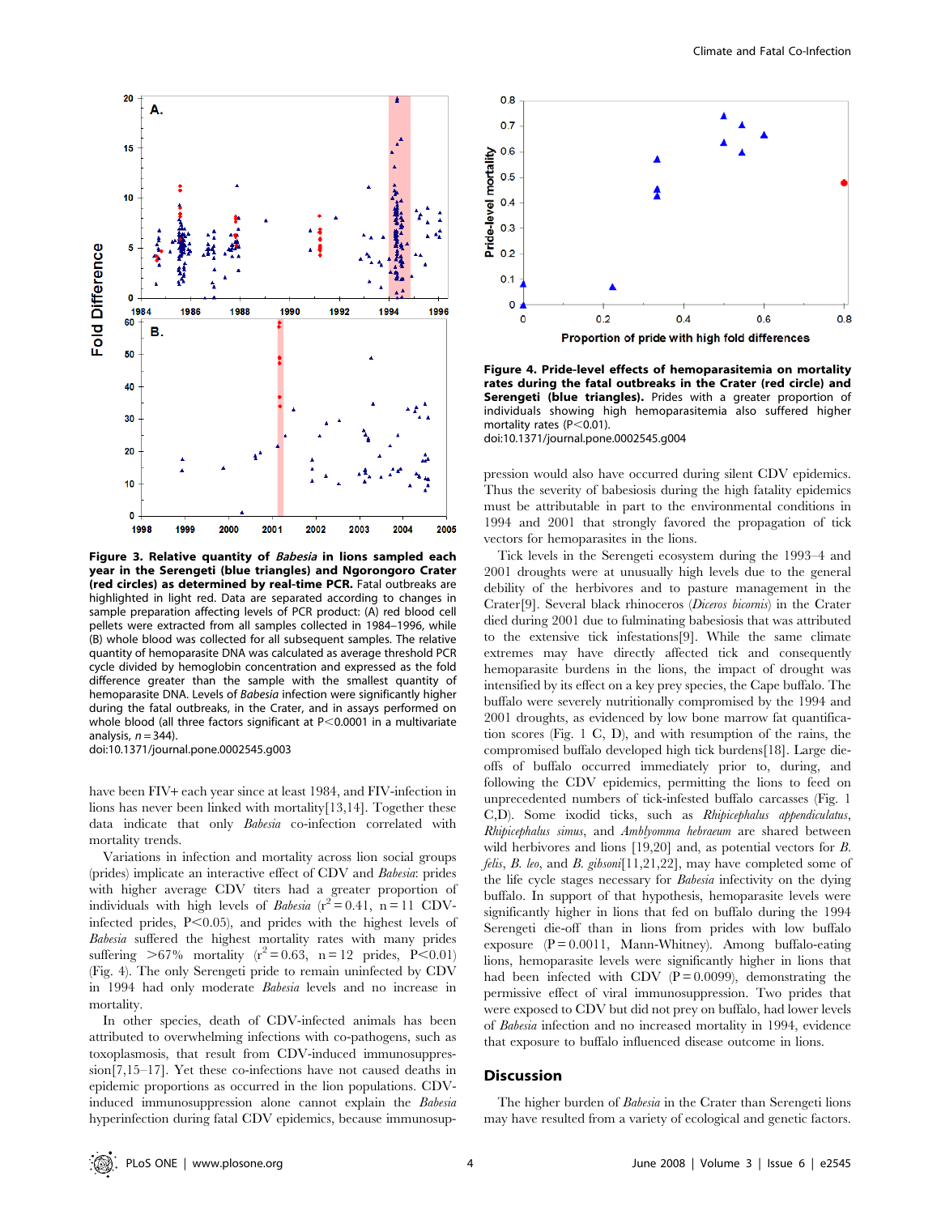**Figure 3. Relative quantity of *Babesia* in lions sampled each year in the Serengeti (blue triangles) and Ngorongoro Crater (red circles) as determined by real-time PCR.** Fatal outbreaks are highlighted in light red. Data are separated according to changes in sample preparation affecting levels of PCR product: (A) red blood cell pellets were extracted from all samples collected in 1984–1996, while (B) whole blood was collected for all subsequent samples. The relative quantity of hemoparasite DNA was calculated as average threshold PCR cycle divided by hemoglobin concentration and expressed as the fold difference greater than the sample with the smallest quantity of hemoparasite DNA. Levels of *Babesia* infection were significantly higher during the fatal outbreaks, in the Crater, and in assays performed on whole blood (all three factors significant at $P<0.0001$ in a multivariate analysis, $n=344$).
doi:10.1371/journal.pone.0002545.g003

**Figure 4. Pride-level effects of hemoparasitemia on mortality rates during the fatal outbreaks in the Crater (red circle) and Serengeti (blue triangles).** Prides with a greater proportion of individuals showing high hemoparasitemia also suffered higher mortality rates ($P<0.01$).
doi:10.1371/journal.pone.0002545.g004

have been FIV+ each year since at least 1984, and FIV-infection in lions has never been linked with mortality[13,14]. Together these data indicate that only *Babesia* co-infection correlated with mortality trends.

Variations in infection and mortality across lion social groups (prides) implicate an interactive effect of CDV and *Babesia*: prides with higher average CDV titers had a greater proportion of individuals with high levels of *Babesia* ($r^2=0.41$, $n=11$ CDV-infected prides, $P<0.05$), and prides with the highest levels of *Babesia* suffered the highest mortality rates with many prides suffering >67% mortality ($r^2=0.63$, $n=12$ prides, $P<0.01$) (Fig. 4). The only Serengeti pride to remain uninfected by CDV in 1994 had only moderate *Babesia* levels and no increase in mortality.

In other species, death of CDV-infected animals has been attributed to overwhelming infections with co-pathogens, such as toxoplasmosis, that result from CDV-induced immunosuppression[7,15–17]. Yet these co-infections have not caused deaths in epidemic proportions as occurred in the lion populations. CDV-induced immunosuppression alone cannot explain the *Babesia* hyperinfection during fatal CDV epidemics, because immunosuppression would also have occurred during silent CDV epidemics. Thus the severity of babesiosis during the high fatality epidemics must be attributable in part to the environmental conditions in 1994 and 2001 that strongly favored the propagation of tick vectors for hemoparasites in the lions.

Tick levels in the Serengeti ecosystem during the 1993–4 and 2001 droughts were at unusually high levels due to the general debility of the herbivores and to pasture management in the Crater[9]. Several black rhinoceros (*Diceros bicornis*) in the Crater died during 2001 due to fulminating babesiosis that was attributed to the extensive tick infestations[9]. While the same climate extremes may have directly affected tick and consequently hemoparasite burdens in the lions, the impact of drought was intensified by its effect on a key prey species, the Cape buffalo. The buffalo were severely nutritionally compromised by the 1994 and 2001 droughts, as evidenced by low bone marrow fat quantification scores (Fig. 1 C, D), and with resumption of the rains, the compromised buffalo developed high tick burdens[18]. Large die-offs of buffalo occurred immediately prior to, during, and following the CDV epidemics, permitting the lions to feed on unprecedented numbers of tick-infested buffalo carcasses (Fig. 1 C,D). Some ixodid ticks, such as *Rhipicephalus appendiculatus*, *Rhipicephalus simus*, and *Amblyomma hebraeum* are shared between wild herbivores and lions [19,20] and, as potential vectors for *B. felis*, *B. leo*, and *B. gibsoni*[11,21,22], may have completed some of the life cycle stages necessary for *Babesia* infectivity on the dying buffalo. In support of that hypothesis, hemoparasite levels were significantly higher in lions that fed on buffalo during the 1994 Serengeti die-off than in lions from prides with low buffalo exposure ($P=0.0011$, Mann-Whitney). Among buffalo-eating lions, hemoparasite levels were higher in lions that had been infected with CDV ($P=0.0099$), demonstrating the permissive effect of viral immunosuppression. Two prides that were exposed to CDV but did not prey on buffalo, had lower levels of *Babesia* infection and no increased mortality in 1994, evidence that exposure to buffalo influenced disease outcome in lions.

## Discussion

The higher burden of *Babesia* in the Crater than Serengeti lions may have resulted from a variety of ecological and genetic factors.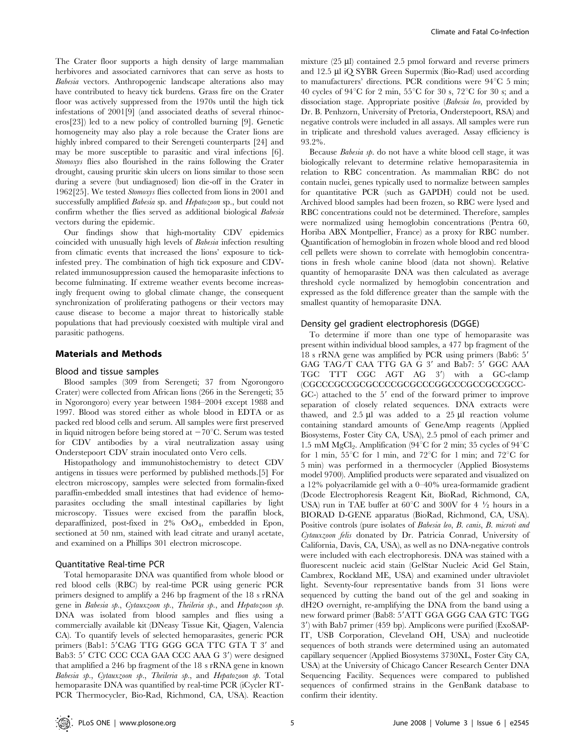The Crater floor supports a high density of large mammalian herbivores and associated carnivores that can serve as hosts to *Babesia* vectors. Anthropogenic landscape alterations also may have contributed to heavy tick burdens. Grass fire on the Crater floor was actively suppressed from the 1970s until the high tick infestations of 2001[9] (and associated deaths of several rhinoceros[23]) led to a new policy of controlled burning [9]. Genetic homogeneity may also play a role because the Crater lions are highly inbred compared to their Serengeti counterparts [24] and may be more susceptible to parasitic and viral infections [6]. *Stomoxys* flies also flourished in the rains following the Crater drought, causing pruritic skin ulcers on lions similar to those seen during a severe (but undiagnosed) lion die-off in the Crater in 1962[25]. We tested *Stomoxys* flies collected from lions in 2001 and successfully amplified *Babesia* sp. and *Hepatozoon* sp., but could not confirm whether the flies served as additional biological *Babesia* vectors during the epidemic.

Our findings show that high-mortality CDV epidemics coincided with unusually high levels of *Babesia* infection resulting from climatic events that increased the lions' exposure to tick-infested prey. The combination of high tick exposure and CDV-related immunosuppression caused the hemoparasite infections to become fulminating. If extreme weather events become increasingly frequent owing to global climate change, the consequent synchronization of proliferating pathogens or their vectors may cause disease to become a major threat to historically stable populations that had previously coexisted with multiple viral and parasitic pathogens.

## Materials and Methods

### Blood and tissue samples

Blood samples (309 from Serengeti; 37 from Ngorongoro Crater) were collected from African lions (266 in the Serengeti; 35 in Ngorongoro) every year between 1984–2004 except 1988 and 1997. Blood was stored either as whole blood in EDTA or as packed red blood cells and serum. All samples were first preserved in liquid nitrogen before being stored at $-70^{\circ}$C. Serum was tested for CDV antibodies by a viral neutralization assay using Onderstepoort CDV strain inoculated onto Vero cells.

Histopathology and immunohistochemistry to detect CDV antigens in tissues were performed by published methods.[5] For electron microscopy, samples were selected from formalin-fixed paraffin-embedded small intestines that had evidence of hemoparasites occluding the small intestinal capillaries by light microscopy. Tissues were excised from the paraffin block, deparaffinized, post-fixed in 2% $OsO_4$, embedded in Epon, sectioned at 50 nm, stained with lead citrate and uranyl acetate, and examined on a Phillips 301 electron microscope.

### Quantitative Real-time PCR

Total hemoparasite DNA was quantified from whole blood or red blood cells (RBC) by real-time PCR using generic PCR primers designed to amplify a 246 bp fragment of the 18 s rRNA gene in *Babesia sp.*, *Cytauxzoon sp.*, *Theileria sp.*, and *Hepatozoon sp.* DNA was isolated from blood samples and flies using a commercially available kit (DNeasy Tissue Kit, Qiagen, Valencia CA). To quantify levels of selected hemoparasites, generic PCR primers (Bab1: 5′CAG TTG GGG GCA TTC GTA T 3′ and Bab3: 5′ CTC CCC CCA GAA CCC AAA G 3′) were designed that amplified a 246 bp fragment of the 18 s rRNA gene in known *Babesia sp.*, *Cytauxzoon sp.*, *Theileria sp.*, and *Hepatozoon sp.* Total hemoparasite DNA was quantified by real-time PCR (iCycler RT-PCR Thermocycler, Bio-Rad, Richmond, CA, USA). Reaction mixture (25 µl) contained 2.5 pmol forward and reverse primers and 12.5 µl iQ SYBR Green Supermix (Bio-Rad) used according to manufacturers' directions. PCR conditions were 94°C 5 min; 40 cycles of 94°C for 2 min, 55°C for 30 s, 72°C for 30 s; and a dissociation stage. Appropriate positive (*Babesia leo*, provided by Dr. B. Penhzorn, University of Pretoria, Onderstepoort, RSA) and negative controls were included in all assays. All samples were run in triplicate and threshold values averaged. Assay efficiency is 93.2%.

Because *Babesia sp.* do not have a white blood cell stage, it was biologically relevant to determine relative hemoparasitemia in relation to RBC concentration. As mammalian RBC do not contain nuclei, genes typically used to normalize between samples for quantitative PCR (such as GAPDH) could not be used. Archived blood samples had been frozen, so RBC were lysed and RBC concentrations could not be determined. Therefore, samples were normalized using hemoglobin concentrations (Pentra 60, Horiba ABX Montpellier, France) as a proxy for RBC number. Quantification of hemoglobin in frozen whole blood and red blood cell pellets were shown to correlate with hemoglobin concentrations in fresh whole canine blood (data not shown). Relative quantity of hemoparasite DNA was then calculated as average threshold cycle normalized by hemoglobin concentration and expressed as the fold difference greater than the sample with the smallest quantity of hemoparasite DNA.

### Density gel gradient electrophoresis (DGGE)

To determine if more than one type of hemoparasite was present within individual blood samples, a 477 bp fragment of the 18 s rRNA gene was amplified by PCR using primers (Bab6: 5′ GAG TAG/T CAA TTG GA G 3′ and Bab7: 5′ GGC AAA TGC TTT CGC AGT AG 3′) with a GC-clamp (CGCCCGCCGCGCCCCGCGCCCGGCCCGCCGCCGCC-GC-) attached to the 5′ end of the forward primer to improve separation of closely related sequences. DNA extracts were thawed, and 2.5 µl was added to a 25 µl reaction volume containing standard amounts of GeneAmp reagents (Applied Biosystems, Foster City CA, USA), 2.5 pmol of each primer and 1.5 mM $MgCl_2$. Amplification (94°C for 2 min; 35 cycles of 94°C for 1 min, 55°C for 1 min, and 72°C for 1 min; and 72°C for 5 min) was performed in a thermocycler (Applied Biosystems model 9700). Amplified products were separated and visualized on a 12% polyacrilamide gel with a 0–40% urea-formamide gradient (Dcode Electrophoresis Reagent Kit, BioRad, Richmond, CA, USA) run in TAE buffer at 60°C and 300V for 4 ½ hours in a BIORAD D-GENE apparatus (BioRad, Richmond, CA, USA). Positive controls (pure isolates of *Babesia leo*, *B. canis*, *B. microti and Cytauxzoon felis* donated by Dr. Patricia Conrad, University of California, Davis, CA, USA), as well as no DNA-negative controls were included with each electrophoresis. DNA was stained with a fluorescent nucleic acid stain (GelStar Nucleic Acid Gel Stain, Cambrex, Rockland ME, USA) and examined under ultraviolet light. Seventy-four representative bands from 31 lions were sequenced by cutting the band out of the gel and soaking in dH2O overnight, re-amplifying the DNA from the band using a new forward primer (Bab8: 5′ATT GGA GGG CAA GTC TGG 3′) with Bab7 primer (459 bp). Amplicons were purified (ExoSAP-IT, USB Corporation, Cleveland OH, USA) and nucleotide sequences of both strands were determined using an automated capillary sequencer (Applied Biosystems 3730XL, Foster City CA, USA) at the University of Chicago Cancer Research Center DNA Sequencing Facility. Sequences were compared to published sequences of confirmed strains in the GenBank database to confirm their identity.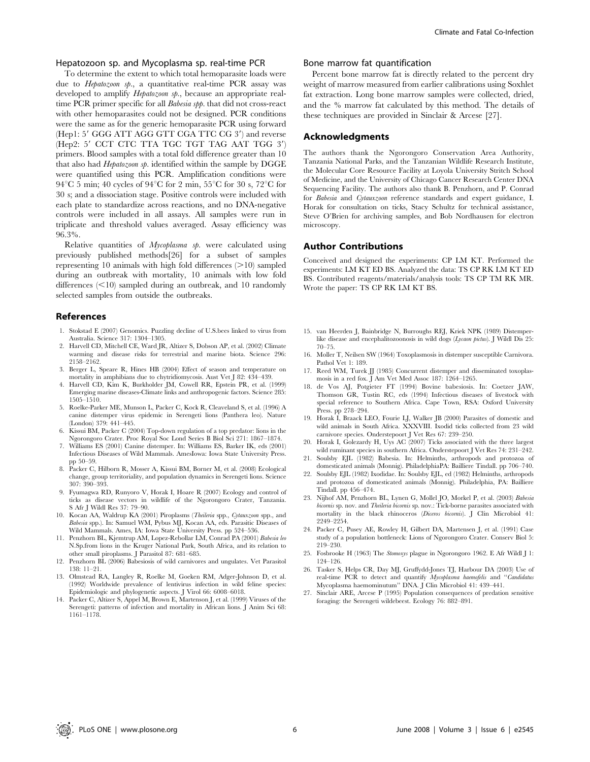### Hepatozoon sp. and Mycoplasma sp. real-time PCR

To determine the extent to which total hemoparasite loads were due to *Hepatozoon sp.*, a quantitative real-time PCR assay was developed to amplify *Hepatozoon sp.*, because an appropriate real-time PCR primer specific for all *Babesia spp.* that did not cross-react with other hemoparasites could not be designed. PCR conditions were the same as for the generic hemoparasite PCR using forward (Hep1: 5′ GGG ATT AGG GTT CGA TTC CG 3′) and reverse (Hep2: 5′ CCT CTC TTA TGC TGT TAG AAT TGG 3′) primers. Blood samples with a total fold difference greater than 10 that also had *Hepatozoon sp.* identified within the sample by DGGE were quantified using this PCR. Amplification conditions were 94°C 5 min; 40 cycles of 94°C for 2 min, 55°C for 30 s, 72°C for 30 s; and a dissociation stage. Positive controls were included with each plate to standardize across reactions, and no DNA-negative controls were included in all assays. All samples were run in triplicate and threshold values averaged. Assay efficiency was 96.3%.

Relative quantities of *Mycoplasma sp.* were calculated using previously published methods[26] for a subset of samples representing 10 animals with high fold differences (>10) sampled during an outbreak with mortality, 10 animals with low fold differences (<10) sampled during an outbreak, and 10 randomly selected samples from outside the outbreaks.

### Bone marrow fat quantification

Percent bone marrow fat is directly related to the percent dry weight of marrow measured from earlier calibrations using Soxhlet fat extraction. Long bone marrow samples were collected, dried, and the % marrow fat calculated by this method. The details of these techniques are provided in Sinclair & Arcese [27].

## Acknowledgments

The authors thank the Ngorongoro Conservation Area Authority, Tanzania National Parks, and the Tanzanian Wildlife Research Institute, the Molecular Core Resource Facility at Loyola University Stritch School of Medicine, and the University of Chicago Cancer Research Center DNA Sequencing Facility. The authors also thank B. Penzhorn, and P. Conrad for *Babesia* and *Cytauxzoon* reference standards and expert guidance, I. Horak for consultation on ticks, Stacy Schultz for technical assistance, Steve O'Brien for archiving samples, and Bob Nordhausen for electron microscopy.

## Author Contributions

Conceived and designed the experiments: CP LM KT. Performed the experiments: LM KT ED BS. Analyzed the data: TS CP RK LM KT ED BS. Contributed reagents/materials/analysis tools: TS CP TM RK MR. Wrote the paper: TS CP RK LM KT BS.

## References

1. Stokstad E (2007) Genomics. Puzzling decline of U.S.bees linked to virus from Australia. Science 317: 1304–1305.
2. Harvell CD, Mitchell CE, Ward JR, Altizer S, Dobson AP, et al. (2002) Climate warming and disease risks for terrestrial and marine biota. Science 296: 2158–2162.
3. Berger L, Speare R, Hines HB (2004) Effect of season and temperature on mortality in amphibians due to chytridiomycosis. Aust Vet J 82: 434–439.
4. Harvell CD, Kim K, Burkholder JM, Cowell RR, Epstein PR, et al. (1999) Emerging marine diseases-Climate links and anthropogenic factors. Science 285: 1505–1510.
5. Roelke-Parker ME, Munson L, Packer C, Kock R, Cleaveland S, et al. (1996) A canine distemper virus epidemic in Serengeti lions (Panthera leo). Nature (London) 379: 441–445.
6. Kissui BM, Packer C (2004) Top-down regulation of a top predator: lions in the Ngorongoro Crater. Proc Royal Soc Lond Series B Biol Sci 271: 1867–1874.
7. Williams ES (2001) Canine distemper. In: Williams ES, Barker IK, eds (2001) Infectious Diseases of Wild Mammals. AmesIowa: Iowa State University Press. pp 50–59.
8. Packer C, Hilborn R, Mosser A, Kissui BM, Borner M, et al. (2008) Ecological change, group territoriality, and population dynamics in Serengeti lions. Science 307: 390–393.
9. Fyumagwa RD, Runyoro V, Horak I, Hoare R (2007) Ecology and control of ticks as disease vectors in wildlife of the Ngorongoro Crater, Tanzania. S Afr J Wildl Res 37: 79–90.
10. Kocan AA, Waldrup KA (2001) Piroplasms (*Theileria* spp., *Cytauxzoon* spp., and *Babesia* spp.). In: Samuel WM, Pybus MJ, Kocan AA, eds. Parasitic Diseases of Wild Mammals. Ames, IA: Iowa State University Press. pp 524–536.
11. Penzhorn BL, Kjemtrup AM, Lopez-Rebollar LM, Conrad PA (2001) *Babesia leo* N.Sp.from lions in the Kruger National Park, South Africa, and its relation to other small piroplasms. J Parasitol 87: 681–685.
12. Penzhorn BL (2006) Babesiosis of wild carnivores and ungulates. Vet Parasitol 138: 11–21.
13. Olmstead RA, Langley R, Roelke M, Goeken RM, Adger-Johnson D, et al. (1992) Worldwide prevalence of lentivirus infection in wild feline species: Epidemiologic and phylogenetic aspects. J Virol 66: 6008–6018.
14. Packer C, Altizer S, Appel M, Brown E, Martenson J, et al. (1999) Viruses of the Serengeti: patterns of infection and mortality in African lions. J Anim Sci 68: 1161–1178.
15. van Heerden J, Bainbridge N, Burroughs REJ, Kriek NPK (1989) Distemper-like disease and encephalitozoonosis in wild dogs (*Lycaon pictus*). J Wildl Dis 25: 70–75.
16. Moller T, Neilsen SW (1964) Toxoplasmosis in distemper susceptible Carnivora. Pathol Vet 1: 189.
17. Reed WM, Turek JJ (1985) Concurrent distemper and disseminated toxoplasmosis in a red fox. J Am Vet Med Assoc 187: 1264–1265.
18. de Vos AJ, Potgieter FT (1994) Bovine babesiosis. In: Coetzer JAW, Thomson GR, Tustin RC, eds (1994) Infectious diseases of livestock with special reference to Southern Africa. Cape Town, RSA: Oxford University Press. pp 278–294.
19. Horak I, Braack LEO, Fourie LJ, Walker JB (2000) Parasites of domestic and wild animals in South Africa. XXXVIII. Ixodid ticks collected from 23 wild carnivore species. Onderstepoort J Vet Res 67: 239–250.
20. Horak I, Golezardy H, Uys AC (2007) Ticks associated with the three largest wild ruminant species in southern Africa. Onderstepoort J Vet Res 74: 231–242.
21. Soulsby EJL (1982) Babesia. In: Helminths, arthropods and protozoa of domesticated animals (Monnig). PhiladelphiaPA: Bailliere Tindall. pp 706–740.
22. Soulsby EJL (1982) Ixodidae. In: Soulsby EJL, ed (1982) Helminths, arthropods and protozoa of domesticated animals (Monnig). Philadelphia, PA: Bailliere Tindall. pp 456–474.
23. Nijhof AM, Penzhorn BL, Lynen G, Mollel JO, Morkel P, et al. (2003) *Babesia bicornis* sp. nov. and *Theileria bicornis* sp. nov.: Tick-borne parasites associated with mortality in the black rhinoceros (*Diceros bicornis*). J Clin Microbiol 41: 2249–2254.
24. Packer C, Pusey AE, Rowley H, Gilbert DA, Martensen J, et al. (1991) Case study of a population bottleneck: Lions of Ngorongoro Crater. Conserv Biol 5: 219–230.
25. Fosbrooke H (1963) The *Stomoxys* plague in Ngorongoro 1962. E Afr Wildl J 1: 124–126.
26. Tasker S, Helps CR, Day MJ, Gruffydd-Jones TJ, Harbour DA (2003) Use of real-time PCR to detect and quantify *Mycoplasma haemofelis* and "*Candidatus* Mycoplasma haemominutum" DNA. J Clin Microbiol 41: 439–441.
27. Sinclair ARE, Arcese P (1995) Population consequences of predation sensitive foraging: the Serengeti wildebeest. Ecology 76: 882–891.